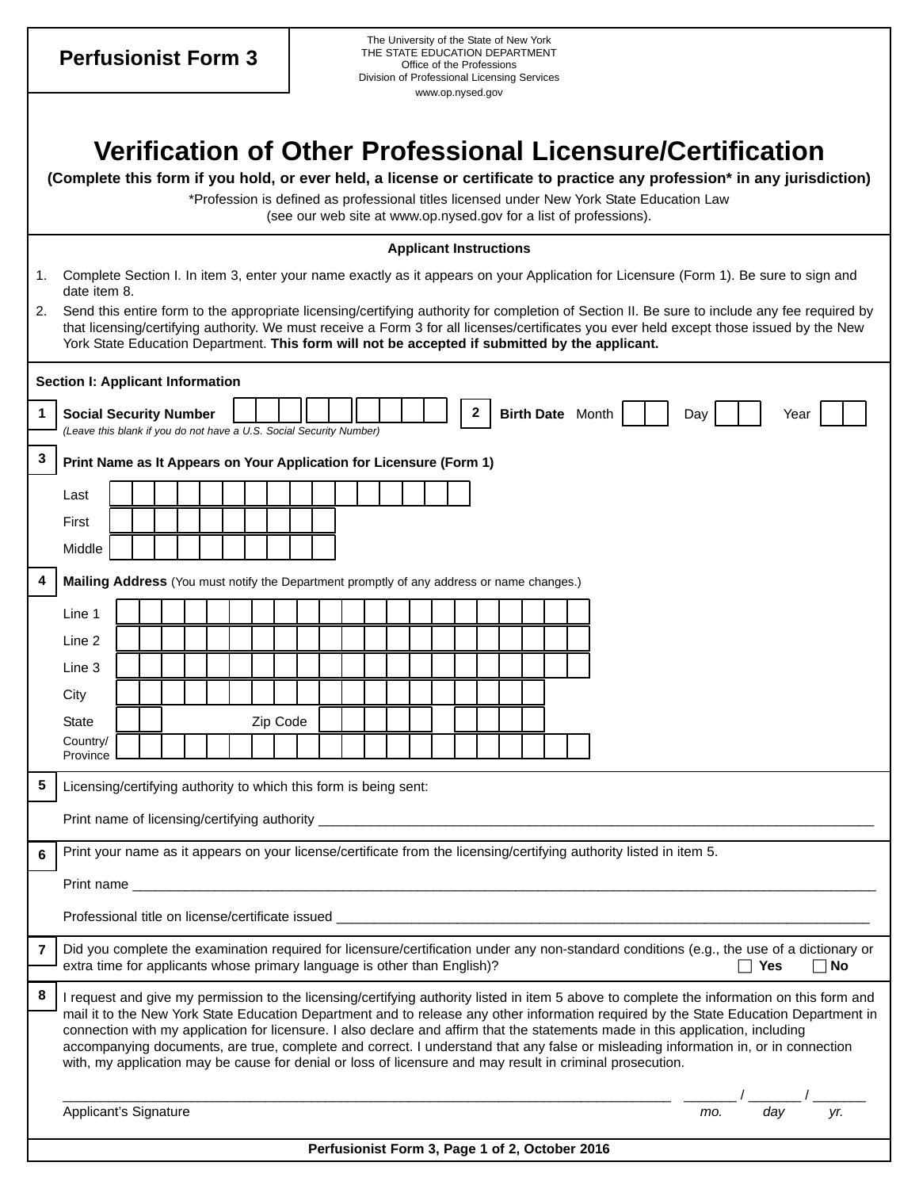**Perfusionist Form 3**

The University of the State of New York
THE STATE EDUCATION DEPARTMENT
Office of the Professions
Division of Professional Licensing Services
www.op.nysed.gov

# Verification of Other Professional Licensure/Certification

**(Complete this form if you hold, or ever held, a license or certificate to practice any profession* in any jurisdiction)**

*Profession is defined as professional titles licensed under New York State Education Law (see our web site at www.op.nysed.gov for a list of professions).

### Applicant Instructions

1. Complete Section I. In item 3, enter your name exactly as it appears on your Application for Licensure (Form 1). Be sure to sign and date item 8.
2. Send this entire form to the appropriate licensing/certifying authority for completion of Section II. Be sure to include any fee required by that licensing/certifying authority. We must receive a Form 3 for all licenses/certificates you ever held except those issued by the New York State Education Department. **This form will not be accepted if submitted by the applicant.**

### Section I: Applicant Information

**1** **Social Security Number** ___ ___ ___ - ___ ___ - ___ ___ ___ ___
*(Leave this blank if you do not have a U.S. Social Security Number)*

**2** **Birth Date** Month ___ ___ Day ___ ___ Year ___ ___

**3** **Print Name as It Appears on Your Application for Licensure (Form 1)**

Last ____________________

First ____________________

Middle ____________________

**4** **Mailing Address** (You must notify the Department promptly of any address or name changes.)

Line 1 ____________________

Line 2 ____________________

Line 3 ____________________

City ____________________

State ______ Zip Code ______ - ____

Country/Province ____________________

**5** Licensing/certifying authority to which this form is being sent:

Print name of licensing/certifying authority ____________________

**6** Print your name as it appears on your license/certificate from the licensing/certifying authority listed in item 5.

Print name ____________________

Professional title on license/certificate issued ____________________

**7** Did you complete the examination required for licensure/certification under any non-standard conditions (e.g., the use of a dictionary or extra time for applicants whose primary language is other than English)? ☐ **Yes** ☐ **No**

**8** I request and give my permission to the licensing/certifying authority listed in item 5 above to complete the information on this form and mail it to the New York State Education Department and to release any other information required by the State Education Department in connection with my application for licensure. I also declare and affirm that the statements made in this application, including accompanying documents, are true, complete and correct. I understand that any false or misleading information in, or in connection with, my application may be cause for denial or loss of licensure and may result in criminal prosecution.

____________________ Applicant's Signature

_______ / _______ / _______
*mo. day yr.*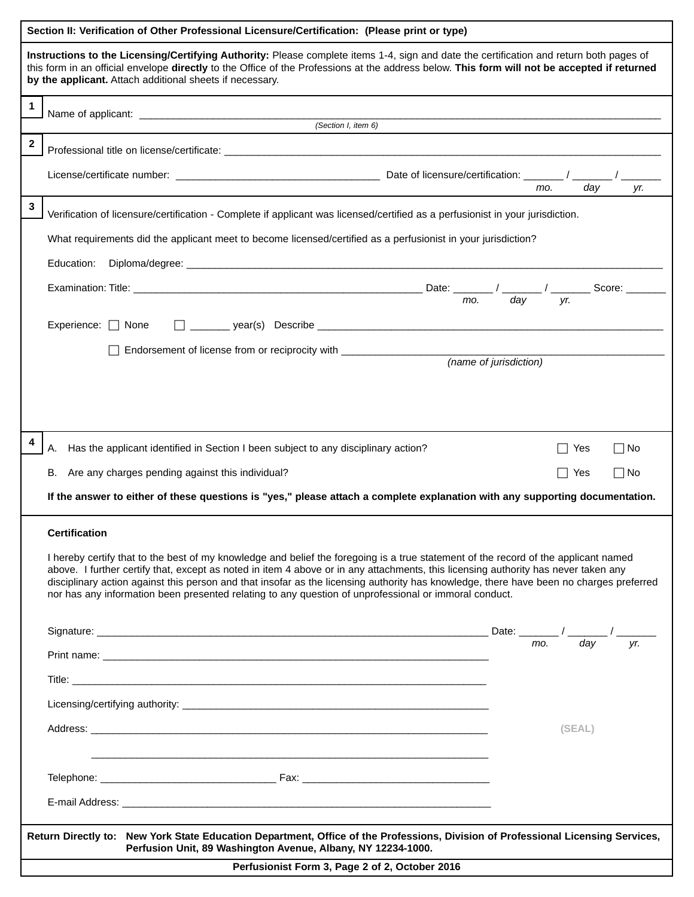## Section II: Verification of Other Professional Licensure/Certification: (Please print or type)

**Instructions to the Licensing/Certifying Authority:** Please complete items 1-4, sign and date the certification and return both pages of this form in an official envelope **directly** to the Office of the Professions at the address below. **This form will not be accepted if returned by the applicant.** Attach additional sheets if necessary.

**1**

Name of applicant: ______________________________________________
*(Section I, item 6)*

**2**

Professional title on license/certificate: ______________________________________________

License/certificate number: ____________________________ Date of licensure/certification: _______ / _______ / _______
*mo. day yr.*

**3**

Verification of licensure/certification - Complete if applicant was licensed/certified as a perfusionist in your jurisdiction.

What requirements did the applicant meet to become licensed/certified as a perfusionist in your jurisdiction?

Education: Diploma/degree: ______________________________________________

Examination: Title: ______________________________ Date: _______ / _______ / _______ Score: _______
*mo. day yr.*

Experience: ☐ None ☐ _______ year(s) Describe ______________________________________________

☐ Endorsement of license from or reciprocity with ______________________________________________
*(name of jurisdiction)*

**4**

A. Has the applicant identified in Section I been subject to any disciplinary action? ☐ Yes ☐ No

B. Are any charges pending against this individual? ☐ Yes ☐ No

**If the answer to either of these questions is "yes," please attach a complete explanation with any supporting documentation.**

**Certification**

I hereby certify that to the best of my knowledge and belief the foregoing is a true statement of the record of the applicant named above. I further certify that, except as noted in item 4 above or in any attachments, this licensing authority has never taken any disciplinary action against this person and that insofar as the licensing authority has knowledge, there have been no charges preferred nor has any information been presented relating to any question of unprofessional or immoral conduct.

Signature: ______________________________________________ Date: _______ / _______ / _______
*mo. day yr.*

Print name: ______________________________________________

Title: ______________________________________________

Licensing/certifying authority: ______________________________________________

Address: ______________________________________________ (SEAL)

______________________________________________

Telephone: ____________________ Fax: ____________________

E-mail Address: ______________________________________________

**Return Directly to:** **New York State Education Department, Office of the Professions, Division of Professional Licensing Services, Perfusion Unit, 89 Washington Avenue, Albany, NY 12234-1000.**

**Perfusionist Form 3, Page 2 of 2, October 2016**